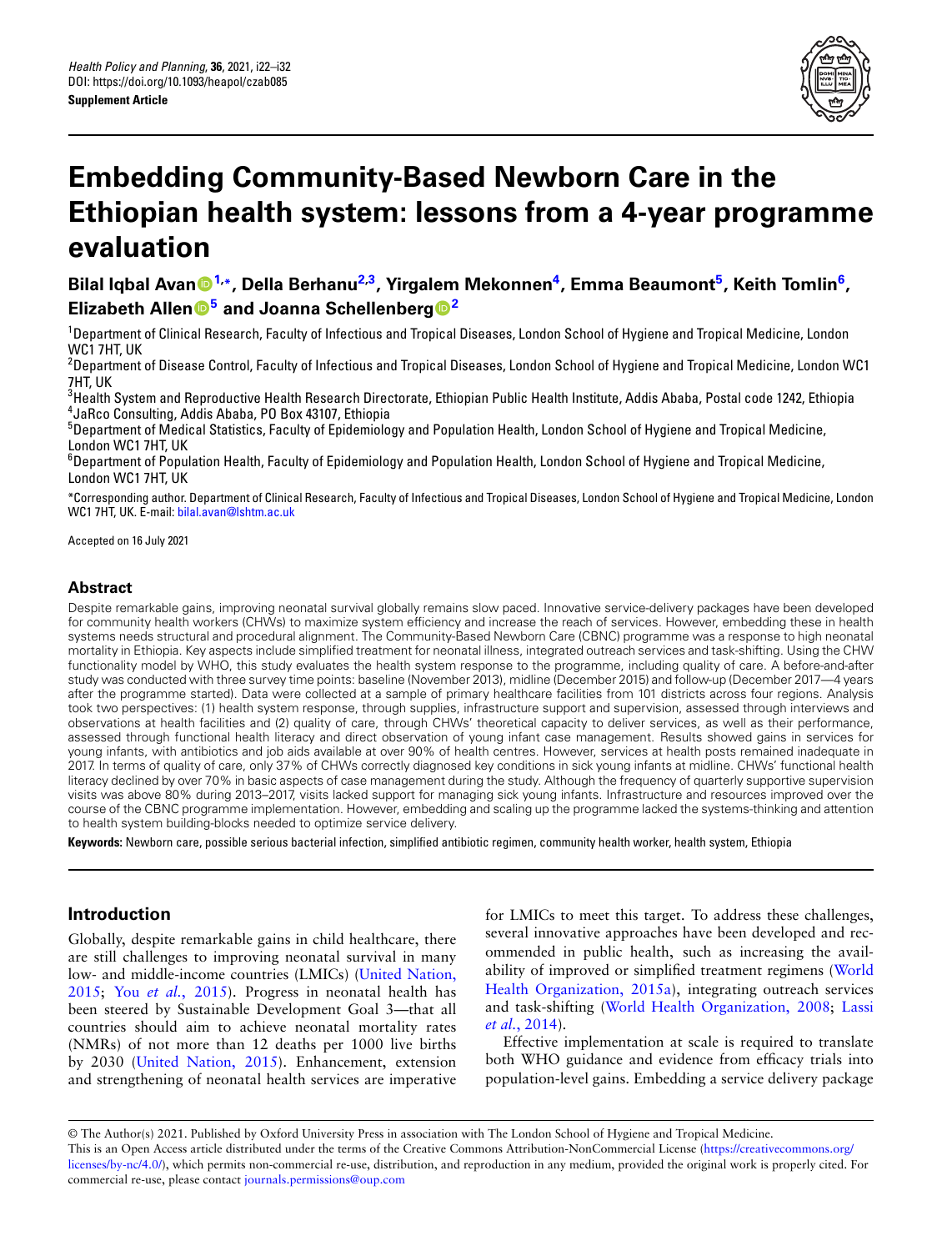*Health Policy and Planning*, **36**, 2021, i22–i32
DOI: https://doi.org/10.1093/heapol/czab085
**Supplement Article**

# Embedding Community-Based Newborn Care in the Ethiopian health system: lessons from a 4-year programme evaluation

**Bilal Iqbal Avan[1,*], Della Berhanu[2,3], Yirgalem Mekonnen[4], Emma Beaumont[5], Keith Tomlin[6], Elizabeth Allen[5] and Joanna Schellenberg[2]**

[1]Department of Clinical Research, Faculty of Infectious and Tropical Diseases, London School of Hygiene and Tropical Medicine, London WC1 7HT, UK
[2]Department of Disease Control, Faculty of Infectious and Tropical Diseases, London School of Hygiene and Tropical Medicine, London WC1 7HT, UK
[3]Health System and Reproductive Health Research Directorate, Ethiopian Public Health Institute, Addis Ababa, Postal code 1242, Ethiopia
[4]JaRco Consulting, Addis Ababa, PO Box 43107, Ethiopia
[5]Department of Medical Statistics, Faculty of Epidemiology and Population Health, London School of Hygiene and Tropical Medicine, London WC1 7HT, UK
[6]Department of Population Health, Faculty of Epidemiology and Population Health, London School of Hygiene and Tropical Medicine, London WC1 7HT, UK

*Corresponding author. Department of Clinical Research, Faculty of Infectious and Tropical Diseases, London School of Hygiene and Tropical Medicine, London WC1 7HT, UK. E-mail: bilal.avan@lshtm.ac.uk

Accepted on 16 July 2021

## Abstract

Despite remarkable gains, improving neonatal survival globally remains slow paced. Innovative service-delivery packages have been developed for community health workers (CHWs) to maximize system efficiency and increase the reach of services. However, embedding these in health systems needs structural and procedural alignment. The Community-Based Newborn Care (CBNC) programme was a response to high neonatal mortality in Ethiopia. Key aspects include simplified treatment for neonatal illness, integrated outreach services and task-shifting. Using the CHW functionality model by WHO, this study evaluates the health system response to the programme, including quality of care. A before-and-after study was conducted with three survey time points: baseline (November 2013), midline (December 2015) and follow-up (December 2017—4 years after the programme started). Data were collected at a sample of primary healthcare facilities from 101 districts across four regions. Analysis took two perspectives: (1) health system response, through supplies, infrastructure support and supervision, assessed through interviews and observations at health facilities and (2) quality of care, through CHWs' theoretical capacity to deliver services, as well as their performance, assessed through functional health literacy and direct observation of young infant case management. Results showed gains in services for young infants, with antibiotics and job aids available at over 90% of health centres. However, services at health posts remained inadequate in 2017. In terms of quality of care, only 37% of CHWs correctly diagnosed key conditions in sick young infants at midline. CHWs' functional health literacy declined by over 70% in basic aspects of case management during the study. Although the frequency of quarterly supportive supervision visits was above 80% during 2013–2017, visits lacked support for managing sick young infants. Infrastructure and resources improved over the course of the CBNC programme implementation. However, embedding and scaling up the programme lacked the systems-thinking and attention to health system building-blocks needed to optimize service delivery.

**Keywords:** Newborn care, possible serious bacterial infection, simplified antibiotic regimen, community health worker, health system, Ethiopia

## Introduction

Globally, despite remarkable gains in child healthcare, there are still challenges to improving neonatal survival in many low- and middle-income countries (LMICs) (United Nation, 2015; You *et al.*, 2015). Progress in neonatal health has been steered by Sustainable Development Goal 3—that all countries should aim to achieve neonatal mortality rates (NMRs) of not more than 12 deaths per 1000 live births by 2030 (United Nation, 2015). Enhancement, extension and strengthening of neonatal health services are imperative for LMICs to meet this target. To address these challenges, several innovative approaches have been developed and recommended in public health, such as increasing the availability of improved or simplified treatment regimens (World Health Organization, 2015a), integrating outreach services and task-shifting (World Health Organization, 2008; Lassi *et al.*, 2014).

Effective implementation at scale is required to translate both WHO guidance and evidence from efficacy trials into population-level gains. Embedding a service delivery package

© The Author(s) 2021. Published by Oxford University Press in association with The London School of Hygiene and Tropical Medicine.
This is an Open Access article distributed under the terms of the Creative Commons Attribution-NonCommercial License (https://creativecommons.org/licenses/by-nc/4.0/), which permits non-commercial re-use, distribution, and reproduction in any medium, provided the original work is properly cited. For commercial re-use, please contact journals.permissions@oup.com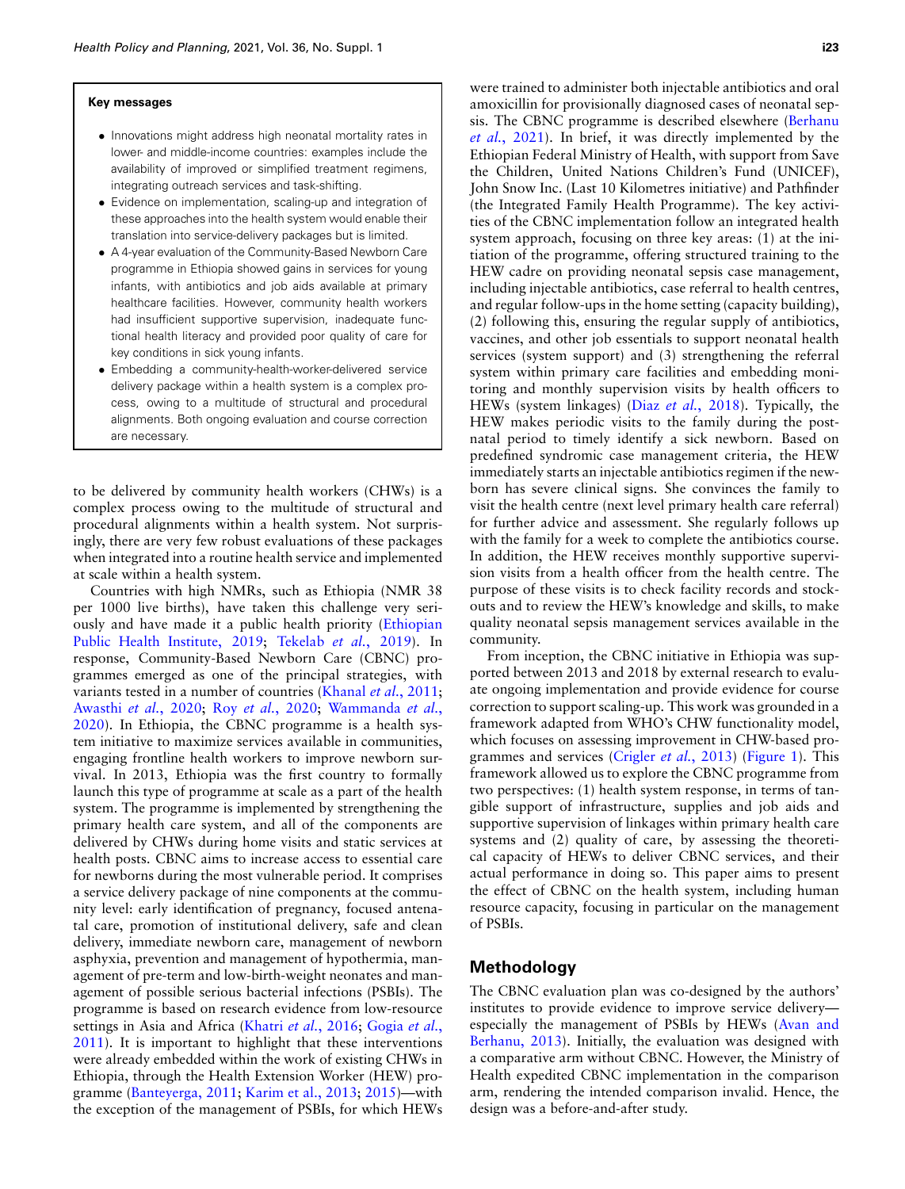**Key messages**

- Innovations might address high neonatal mortality rates in lower- and middle-income countries: examples include the availability of improved or simplified treatment regimens, integrating outreach services and task-shifting.
- Evidence on implementation, scaling-up and integration of these approaches into the health system would enable their translation into service-delivery packages but is limited.
- A 4-year evaluation of the Community-Based Newborn Care programme in Ethiopia showed gains in services for young infants, with antibiotics and job aids available at primary healthcare facilities. However, community health workers had insufficient supportive supervision, inadequate functional health literacy and provided poor quality of care for key conditions in sick young infants.
- Embedding a community-health-worker-delivered service delivery package within a health system is a complex process, owing to a multitude of structural and procedural alignments. Both ongoing evaluation and course correction are necessary.

to be delivered by community health workers (CHWs) is a complex process owing to the multitude of structural and procedural alignments within a health system. Not surprisingly, there are very few robust evaluations of these packages when integrated into a routine health service and implemented at scale within a health system.

Countries with high NMRs, such as Ethiopia (NMR 38 per 1000 live births), have taken this challenge very seriously and have made it a public health priority (Ethiopian Public Health Institute, 2019; Tekelab *et al.*, 2019). In response, Community-Based Newborn Care (CBNC) programmes emerged as one of the principal strategies, with variants tested in a number of countries (Khanal *et al.*, 2011; Awasthi *et al.*, 2020; Roy *et al.*, 2020; Wammanda *et al.*, 2020). In Ethiopia, the CBNC programme is a health system initiative to maximize services available in communities, engaging frontline health workers to improve newborn survival. In 2013, Ethiopia was the first country to formally launch this type of programme at scale as a part of the health system. The programme is implemented by strengthening the primary health care system, and all of the components are delivered by CHWs during home visits and static services at health posts. CBNC aims to increase access to essential care for newborns during the most vulnerable period. It comprises a service delivery package of nine components at the community level: early identification of pregnancy, focused antenatal care, promotion of institutional delivery, safe and clean delivery, immediate newborn care, management of newborn asphyxia, prevention and management of hypothermia, management of pre-term and low-birth-weight neonates and management of possible serious bacterial infections (PSBIs). The programme is based on research evidence from low-resource settings in Asia and Africa (Khatri *et al.*, 2016; Gogia *et al.*, 2011). It is important to highlight that these interventions were already embedded within the work of existing CHWs in Ethiopia, through the Health Extension Worker (HEW) programme (Banteyerga, 2011; Karim et al., 2013; 2015)—with the exception of the management of PSBIs, for which HEWs were trained to administer both injectable antibiotics and oral amoxicillin for provisionally diagnosed cases of neonatal sepsis. The CBNC programme is described elsewhere (Berhanu *et al.*, 2021). In brief, it was directly implemented by the Ethiopian Federal Ministry of Health, with support from Save the Children, United Nations Children's Fund (UNICEF), John Snow Inc. (Last 10 Kilometres initiative) and Pathfinder (the Integrated Family Health Programme). The key activities of the CBNC implementation follow an integrated health system approach, focusing on three key areas: (1) at the initiation of the programme, offering structured training to the HEW cadre on providing neonatal sepsis case management, including injectable antibiotics, case referral to health centres, and regular follow-ups in the home setting (capacity building), (2) following this, ensuring the regular supply of antibiotics, vaccines, and other job essentials to support neonatal health services (system support) and (3) strengthening the referral system within primary care facilities and embedding monitoring and monthly supervision visits by health officers to HEWs (system linkages) (Diaz *et al.*, 2018). Typically, the HEW makes periodic visits to the family during the postnatal period to timely identify a sick newborn. Based on predefined syndromic case management criteria, the HEW immediately starts an injectable antibiotics regimen if the newborn has severe clinical signs. She convinces the family to visit the health centre (next level primary health care referral) for further advice and assessment. She regularly follows up with the family for a week to complete the antibiotics course. In addition, the HEW receives monthly supportive supervision visits from a health officer from the health centre. The purpose of these visits is to check facility records and stockouts and to review the HEW's knowledge and skills, to make quality neonatal sepsis management services available in the community.

From inception, the CBNC initiative in Ethiopia was supported between 2013 and 2018 by external research to evaluate ongoing implementation and provide evidence for course correction to support scaling-up. This work was grounded in a framework adapted from WHO's CHW functionality model, which focuses on assessing improvement in CHW-based programmes and services (Crigler *et al.*, 2013) (Figure 1). This framework allowed us to explore the CBNC programme from two perspectives: (1) health system response, in terms of tangible support of infrastructure, supplies and job aids and supportive supervision of linkages within primary health care systems and (2) quality of care, by assessing the theoretical capacity of HEWs to deliver CBNC services, and their actual performance in doing so. This paper aims to present the effect of CBNC on the health system, including human resource capacity, focusing in particular on the management of PSBIs.

## Methodology

The CBNC evaluation plan was co-designed by the authors' institutes to provide evidence to improve service delivery—especially the management of PSBIs by HEWs (Avan and Berhanu, 2013). Initially, the evaluation was designed with a comparative arm without CBNC. However, the Ministry of Health expedited CBNC implementation in the comparison arm, rendering the intended comparison invalid. Hence, the design was a before-and-after study.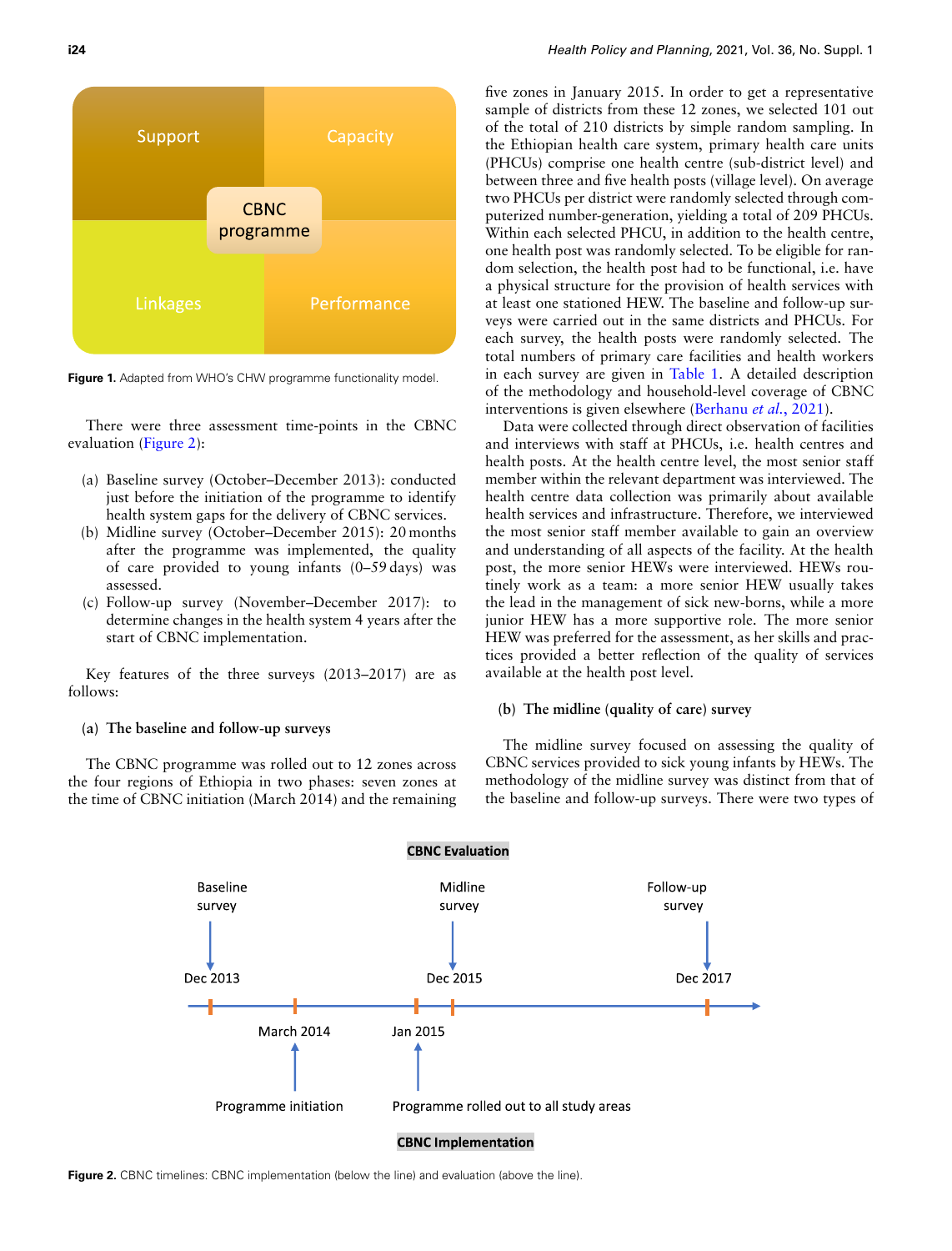Figure 1. Adapted from WHO's CHW programme functionality model.

There were three assessment time-points in the CBNC evaluation (Figure 2):

(a) Baseline survey (October–December 2013): conducted just before the initiation of the programme to identify health system gaps for the delivery of CBNC services.
(b) Midline survey (October–December 2015): 20 months after the programme was implemented, the quality of care provided to young infants (0–59 days) was assessed.
(c) Follow-up survey (November–December 2017): to determine changes in the health system 4 years after the start of CBNC implementation.

Key features of the three surveys (2013–2017) are as follows:

### (a) The baseline and follow-up surveys

The CBNC programme was rolled out to 12 zones across the four regions of Ethiopia in two phases: seven zones at the time of CBNC initiation (March 2014) and the remaining five zones in January 2015. In order to get a representative sample of districts from these 12 zones, we selected 101 out of the total of 210 districts by simple random sampling. In the Ethiopian health care system, primary health care units (PHCUs) comprise one health centre (sub-district level) and between three and five health posts (village level). On average two PHCUs per district were randomly selected through computerized number-generation, yielding a total of 209 PHCUs. Within each selected PHCU, in addition to the health centre, one health post was randomly selected. To be eligible for random selection, the health post had to be functional, i.e. have a physical structure for the provision of health services with at least one stationed HEW. The baseline and follow-up surveys were carried out in the same districts and PHCUs. For each survey, the health posts were randomly selected. The total numbers of primary care facilities and health workers in each survey are given in Table 1. A detailed description of the methodology and household-level coverage of CBNC interventions is given elsewhere (Berhanu *et al.*, 2021).

Data were collected through direct observation of facilities and interviews with staff at PHCUs, i.e. health centres and health posts. At the health centre level, the most senior staff member within the relevant department was interviewed. The health centre data collection was primarily about available health services and infrastructure. Therefore, we interviewed the most senior staff member available to gain an overview and understanding of all aspects of the facility. At the health post, the more senior HEWs were interviewed. HEWs routinely work as a team: a more senior HEW usually takes the lead in the management of sick new-borns, while a more junior HEW has a more supportive role. The more senior HEW was preferred for the assessment, as her skills and practices provided a better reflection of the quality of services available at the health post level.

### (b) The midline (quality of care) survey

The midline survey focused on assessing the quality of CBNC services provided to sick young infants by HEWs. The methodology of the midline survey was distinct from that of the baseline and follow-up surveys. There were two types of

Figure 2. CBNC timelines: CBNC implementation (below the line) and evaluation (above the line).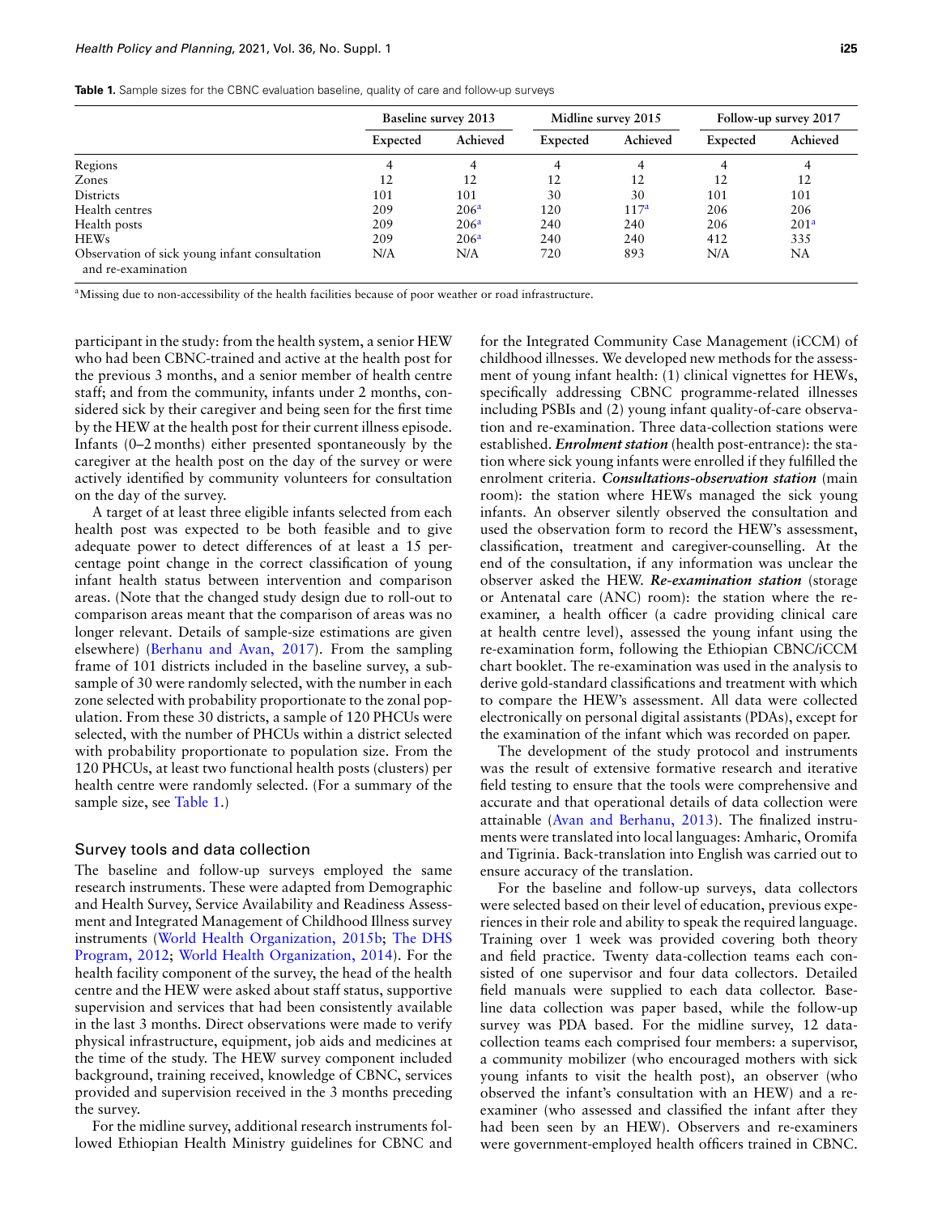**Table 1.** Sample sizes for the CBNC evaluation baseline, quality of care and follow-up surveys

| | Baseline survey 2013 | | Midline survey 2015 | | Follow-up survey 2017 | |
|---|---|---|---|---|---|---|
| | Expected | Achieved | Expected | Achieved | Expected | Achieved |
| Regions | 4 | 4 | 4 | 4 | 4 | 4 |
| Zones | 12 | 12 | 12 | 12 | 12 | 12 |
| Districts | 101 | 101 | 30 | 30 | 101 | 101 |
| Health centres | 209 | 206[a] | 120 | 117[a] | 206 | 206 |
| Health posts | 209 | 206[a] | 240 | 240 | 206 | 201[a] |
| HEWs | 209 | 206[a] | 240 | 240 | 412 | 335 |
| Observation of sick young infant consultation and re-examination | N/A | N/A | 720 | 893 | N/A | NA |

[a]Missing due to non-accessibility of the health facilities because of poor weather or road infrastructure.

participant in the study: from the health system, a senior HEW who had been CBNC-trained and active at the health post for the previous 3 months, and a senior member of health centre staff; and from the community, infants under 2 months, considered sick by their caregiver and being seen for the first time by the HEW at the health post for their current illness episode. Infants (0–2 months) either presented spontaneously by the caregiver at the health post on the day of the survey or were actively identified by community volunteers for consultation on the day of the survey.

A target of at least three eligible infants selected from each health post was expected to be both feasible and to give adequate power to detect differences of at least a 15 percentage point change in the correct classification of young infant health status between intervention and comparison areas. (Note that the changed study design due to roll-out to comparison areas meant that the comparison of areas was no longer relevant. Details of sample-size estimations are given elsewhere) (Berhanu and Avan, 2017). From the sampling frame of 101 districts included in the baseline survey, a subsample of 30 were randomly selected, with the number in each zone selected with probability proportionate to the zonal population. From these 30 districts, a sample of 120 PHCUs were selected, with the number of PHCUs within a district selected with probability proportionate to population size. From the 120 PHCUs, at least two functional health posts (clusters) per health centre were randomly selected. (For a summary of the sample size, see Table 1.)

## Survey tools and data collection

The baseline and follow-up surveys employed the same research instruments. These were adapted from Demographic and Health Survey, Service Availability and Readiness Assessment and Integrated Management of Childhood Illness survey instruments (World Health Organization, 2015b; The DHS Program, 2012; World Health Organization, 2014). For the health facility component of the survey, the head of the health centre and the HEW were asked about staff status, supportive supervision and services that had been consistently available in the last 3 months. Direct observations were made to verify physical infrastructure, equipment, job aids and medicines at the time of the study. The HEW survey component included background, training received, knowledge of CBNC, services provided and supervision received in the 3 months preceding the survey.

For the midline survey, additional research instruments followed Ethiopian Health Ministry guidelines for CBNC and for the Integrated Community Case Management (iCCM) of childhood illnesses. We developed new methods for the assessment of young infant health: (1) clinical vignettes for HEWs, specifically addressing CBNC programme-related illnesses including PSBIs and (2) young infant quality-of-care observation and re-examination. Three data-collection stations were established. ***Enrolment station*** (health post-entrance): the station where sick young infants were enrolled if they fulfilled the enrolment criteria. ***Consultations-observation station*** (main room): the station where HEWs managed the sick young infants. An observer silently observed the consultation and used the observation form to record the HEW's assessment, classification, treatment and caregiver-counselling. At the end of the consultation, if any information was unclear the observer asked the HEW. ***Re-examination station*** (storage or Antenatal care (ANC) room): the station where the re-examiner, a health officer (a cadre providing clinical care at health centre level), assessed the young infant using the re-examination form, following the Ethiopian CBNC/iCCM chart booklet. The re-examination was used in the analysis to derive gold-standard classifications and treatment with which to compare the HEW's assessment. All data were collected electronically on personal digital assistants (PDAs), except for the examination of the infant which was recorded on paper.

The development of the study protocol and instruments was the result of extensive formative research and iterative field testing to ensure that the tools were comprehensive and accurate and that operational details of data collection were attainable (Avan and Berhanu, 2013). The finalized instruments were translated into local languages: Amharic, Oromifa and Tigrinia. Back-translation into English was carried out to ensure accuracy of the translation.

For the baseline and follow-up surveys, data collectors were selected based on their level of education, previous experiences in their role and ability to speak the required language. Training over 1 week was provided covering both theory and field practice. Twenty data-collection teams each consisted of one supervisor and four data collectors. Detailed field manuals were supplied to each data collector. Baseline data collection was paper based, while the follow-up survey was PDA based. For the midline survey, 12 data-collection teams each comprised four members: a supervisor, a community mobilizer (who encouraged mothers with sick young infants to visit the health post), an observer (who observed the infant's consultation with an HEW) and a re-examiner (who assessed and classified the infant after they had been seen by an HEW). Observers and re-examiners were government-employed health officers trained in CBNC.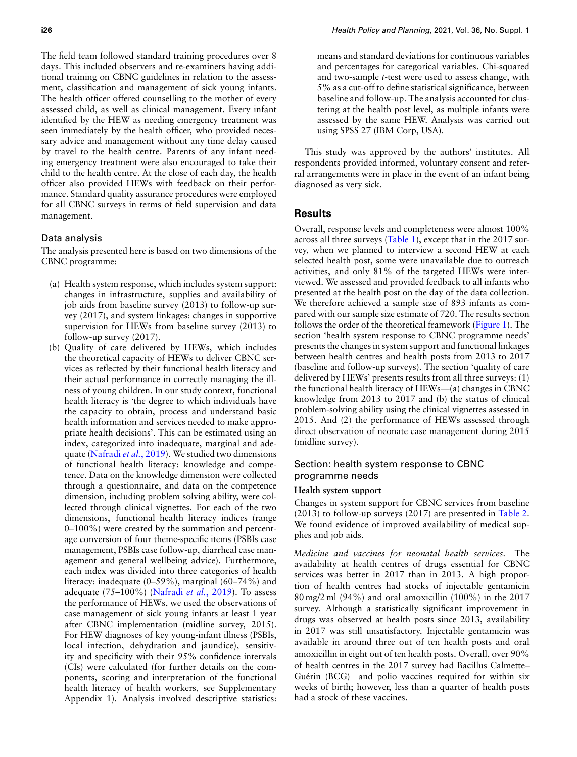The field team followed standard training procedures over 8 days. This included observers and re-examiners having additional training on CBNC guidelines in relation to the assessment, classification and management of sick young infants. The health officer offered counselling to the mother of every assessed child, as well as clinical management. Every infant identified by the HEW as needing emergency treatment was seen immediately by the health officer, who provided necessary advice and management without any time delay caused by travel to the health centre. Parents of any infant needing emergency treatment were also encouraged to take their child to the health centre. At the close of each day, the health officer also provided HEWs with feedback on their performance. Standard quality assurance procedures were employed for all CBNC surveys in terms of field supervision and data management.

## Data analysis

The analysis presented here is based on two dimensions of the CBNC programme:

(a) Health system response, which includes system support: changes in infrastructure, supplies and availability of job aids from baseline survey (2013) to follow-up survey (2017), and system linkages: changes in supportive supervision for HEWs from baseline (2013) to follow-up survey (2017).

(b) Quality of care delivered by HEWs, which includes the theoretical capacity of HEWs to deliver CBNC services as reflected by their functional health literacy and their actual performance in correctly managing the illness of young children. In our study context, functional health literacy is 'the degree to which individuals have the capacity to obtain, process and understand basic health information and services needed to make appropriate health decisions'. This can be estimated using an index, categorized into inadequate, marginal and adequate (Nafradi *et al.*, 2019). We studied two dimensions of functional health literacy: knowledge and competence. Data on the knowledge dimension were collected through a questionnaire, and data on the competence dimension, including problem solving ability, were collected through clinical vignettes. For each of the two dimensions, functional health literacy indices (range 0–100%) were created by the summation and percentage conversion of four theme-specific items (PSBIs case management, PSBIs case follow-up, diarrheal case management and general wellbeing advice). Furthermore, each index was divided into three categories of health literacy: inadequate (0–59%), marginal (60–74%) and adequate (75–100%) (Nafradi *et al.*, 2019). To assess the performance of HEWs, we used the observations of case management of sick young infants at least 1 year after CBNC implementation (midline survey, 2015). For HEW diagnoses of key young-infant illness (PSBIs, local infection, dehydration and jaundice), sensitivity and specificity with their 95% confidence intervals (CIs) were calculated (for further details on the components, scoring and interpretation of the functional health literacy of health workers, see Supplementary Appendix 1). Analysis involved descriptive statistics: means and standard deviations for continuous variables and percentages for categorical variables. Chi-squared and two-sample *t*-test were used to assess change, with 5% as a cut-off to define statistical significance, between baseline and follow-up. The analysis accounted for clustering at the health post level, as multiple infants were assessed by the same HEW. Analysis was carried out using SPSS 27 (IBM Corp, USA).

This study was approved by the authors' institutes. All respondents provided informed, voluntary consent and referral arrangements were in place in the event of an infant being diagnosed as very sick.

## Results

Overall, response levels and completeness were almost 100% across all three surveys (Table 1), except that in the 2017 survey, when we planned to interview a second HEW at each selected health post, some were unavailable due to outreach activities, and only 81% of the targeted HEWs were interviewed. We assessed and provided feedback to all infants who presented at the health post on the day of the data collection. We therefore achieved a sample size of 893 infants as compared with our sample size estimate of 720. The results section follows the order of the theoretical framework (Figure 1). The section 'health system response to CBNC programme needs' presents the changes in system support and functional linkages between health centres and health posts from 2013 to 2017 (baseline and follow-up surveys). The section 'quality of care delivered by HEWs' presents results from all three surveys: (1) the functional health literacy of HEWs—(a) changes in CBNC knowledge from 2013 to 2017 and (b) the status of clinical problem-solving ability using the clinical vignettes assessed in 2015. And (2) the performance of HEWs assessed through direct observation of neonate case management during 2015 (midline survey).

## Section: health system response to CBNC programme needs

### Health system support

Changes in system support for CBNC services from baseline (2013) to follow-up surveys (2017) are presented in Table 2. We found evidence of improved availability of medical supplies and job aids.

*Medicine and vaccines for neonatal health services.* The availability at health centres of drugs essential for CBNC services was better in 2017 than in 2013. A high proportion of health centres had stocks of injectable gentamicin 80 mg/2 ml (94%) and oral amoxicillin (100%) in the 2017 survey. Although a statistically significant improvement in drugs was observed at health posts since 2013, availability in 2017 was still unsatisfactory. Injectable gentamicin was available in around three out of ten health posts and oral amoxicillin in eight out of ten health posts. Overall, over 90% of health centres in the 2017 survey had Bacillus Calmette–Guérin (BCG) and polio vaccines required for within six weeks of birth; however, less than a quarter of health posts had a stock of these vaccines.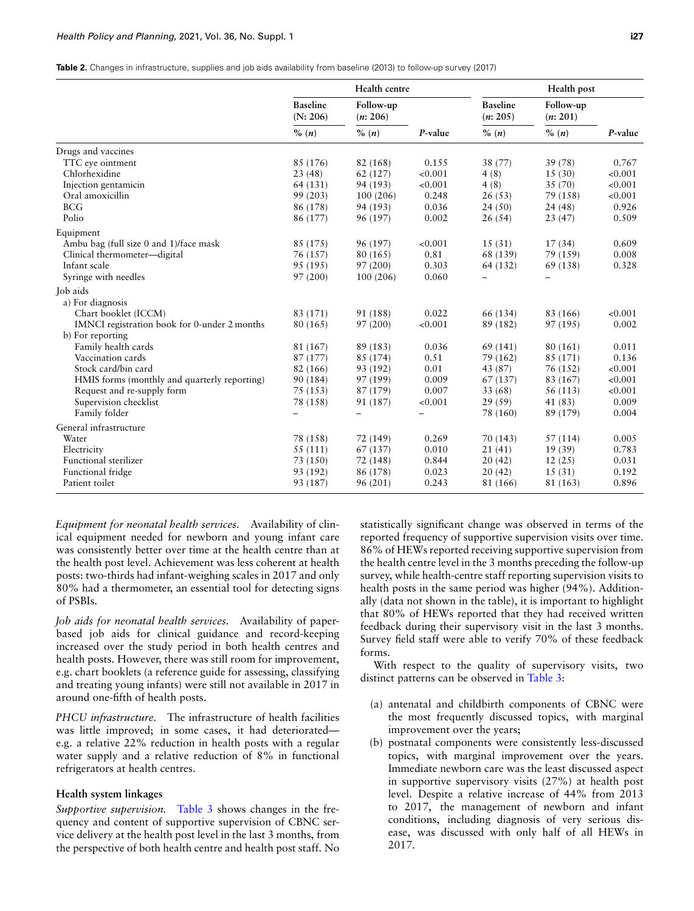**Table 2.** Changes in infrastructure, supplies and job aids availability from baseline (2013) to follow-up survey (2017)

| | Health centre | | | Health post | | |
|---|---|---|---|---|---|---|
| | Baseline (N: 206) | Follow-up (n: 206) | | Baseline (n: 205) | Follow-up (n: 201) | |
| | % (n) | % (n) | P-value | % (n) | % (n) | P-value |
| Drugs and vaccines | | | | | | |
| TTC eye ointment | 85 (176) | 82 (168) | 0.155 | 38 (77) | 39 (78) | 0.767 |
| Chlorhexidine | 23 (48) | 62 (127) | <0.001 | 4 (8) | 15 (30) | <0.001 |
| Injection gentamicin | 64 (131) | 94 (193) | <0.001 | 4 (8) | 35 (70) | <0.001 |
| Oral amoxicillin | 99 (203) | 100 (206) | 0.248 | 26 (53) | 79 (158) | <0.001 |
| BCG | 86 (178) | 94 (193) | 0.036 | 24 (50) | 24 (48) | 0.926 |
| Polio | 86 (177) | 96 (197) | 0.002 | 26 (54) | 23 (47) | 0.509 |
| Equipment | | | | | | |
| Ambu bag (full size 0 and 1)/face mask | 85 (175) | 96 (197) | <0.001 | 15 (31) | 17 (34) | 0.609 |
| Clinical thermometer—digital | 76 (157) | 80 (165) | 0.81 | 68 (139) | 79 (159) | 0.008 |
| Infant scale | 95 (195) | 97 (200) | 0.303 | 64 (132) | 69 (138) | 0.328 |
| Syringe with needles | 97 (200) | 100 (206) | 0.060 | – | – | |
| Job aids | | | | | | |
| a) For diagnosis | | | | | | |
| Chart booklet (ICCM) | 83 (171) | 91 (188) | 0.022 | 66 (134) | 83 (166) | <0.001 |
| IMNCI registration book for 0-under 2 months | 80 (165) | 97 (200) | <0.001 | 89 (182) | 97 (195) | 0.002 |
| b) For reporting | | | | | | |
| Family health cards | 81 (167) | 89 (183) | 0.036 | 69 (141) | 80 (161) | 0.011 |
| Vaccination cards | 87 (177) | 85 (174) | 0.51 | 79 (162) | 85 (171) | 0.136 |
| Stock card/bin card | 82 (166) | 93 (192) | 0.01 | 43 (87) | 76 (152) | <0.001 |
| HMIS forms (monthly and quarterly reporting) | 90 (184) | 97 (199) | 0.009 | 67 (137) | 83 (167) | <0.001 |
| Request and re-supply form | 75 (153) | 87 (179) | 0.007 | 33 (68) | 56 (113) | <0.001 |
| Supervision checklist | 78 (158) | 91 (187) | <0.001 | 29 (59) | 41 (83) | 0.009 |
| Family folder | – | – | – | 78 (160) | 89 (179) | 0.004 |
| General infrastructure | | | | | | |
| Water | 78 (158) | 72 (149) | 0.269 | 70 (143) | 57 (114) | 0.005 |
| Electricity | 55 (111) | 67 (137) | 0.010 | 21 (41) | 19 (39) | 0.783 |
| Functional sterilizer | 73 (150) | 72 (148) | 0.844 | 20 (42) | 12 (25) | 0.031 |
| Functional fridge | 93 (192) | 86 (178) | 0.023 | 20 (42) | 15 (31) | 0.192 |
| Patient toilet | 93 (187) | 96 (201) | 0.243 | 81 (166) | 81 (163) | 0.896 |

*Equipment for neonatal health services.* Availability of clinical equipment needed for newborn and young infant care was consistently better over time at the health post level than at the health post level. Achievement was less coherent at health posts: two-thirds had infant-weighing scales in 2017 and only 80% had a thermometer, an essential tool for detecting signs of PSBIs.

*Job aids for neonatal health services.* Availability of paper-based job aids for clinical guidance and record-keeping increased over the study period in both health centres and health posts. However, there was still room for improvement, e.g. chart booklets (a reference guide for assessing, classifying and treating young infants) were still not available in 2017 in around one-fifth of health posts.

*PHCU infrastructure.* The infrastructure of health facilities was little improved; in some cases, it had deteriorated—e.g. a relative 22% reduction in health posts with a regular water supply and a relative reduction of 8% in functional refrigerators at health centres.

### Health system linkages

*Supportive supervision.* Table 3 shows changes in the frequency and content of supportive supervision of CBNC service delivery at the health post level in the last 3 months, from the perspective of both health centre and health post staff. No statistically significant change was observed in terms of the reported frequency of supportive supervision visits over time. 86% of HEWs reported receiving supportive supervision from the health centre level in the 3 months preceding the follow-up survey, while health-centre staff reporting supervision visits to health posts in the same period was higher (94%). Additionally (data not shown in the table), it is important to highlight that 80% of HEWs reported that they had received written feedback during their supervisory visit in the last 3 months. Survey field staff were able to verify 70% of these feedback forms.

With respect to the quality of supervisory visits, two distinct patterns can be observed in Table 3:

(a) antenatal and childbirth components of CBNC were the most frequently discussed topics, with marginal improvement over the years;
(b) postnatal components were consistently less-discussed topics, with marginal improvement over the years. Immediate newborn care was the least discussed aspect in supportive supervisory visits (27%) at health post level. Despite a relative increase of 44% from 2013 to 2017, the management of newborn and infant conditions, including diagnosis of very serious disease, was discussed with only half of all HEWs in 2017.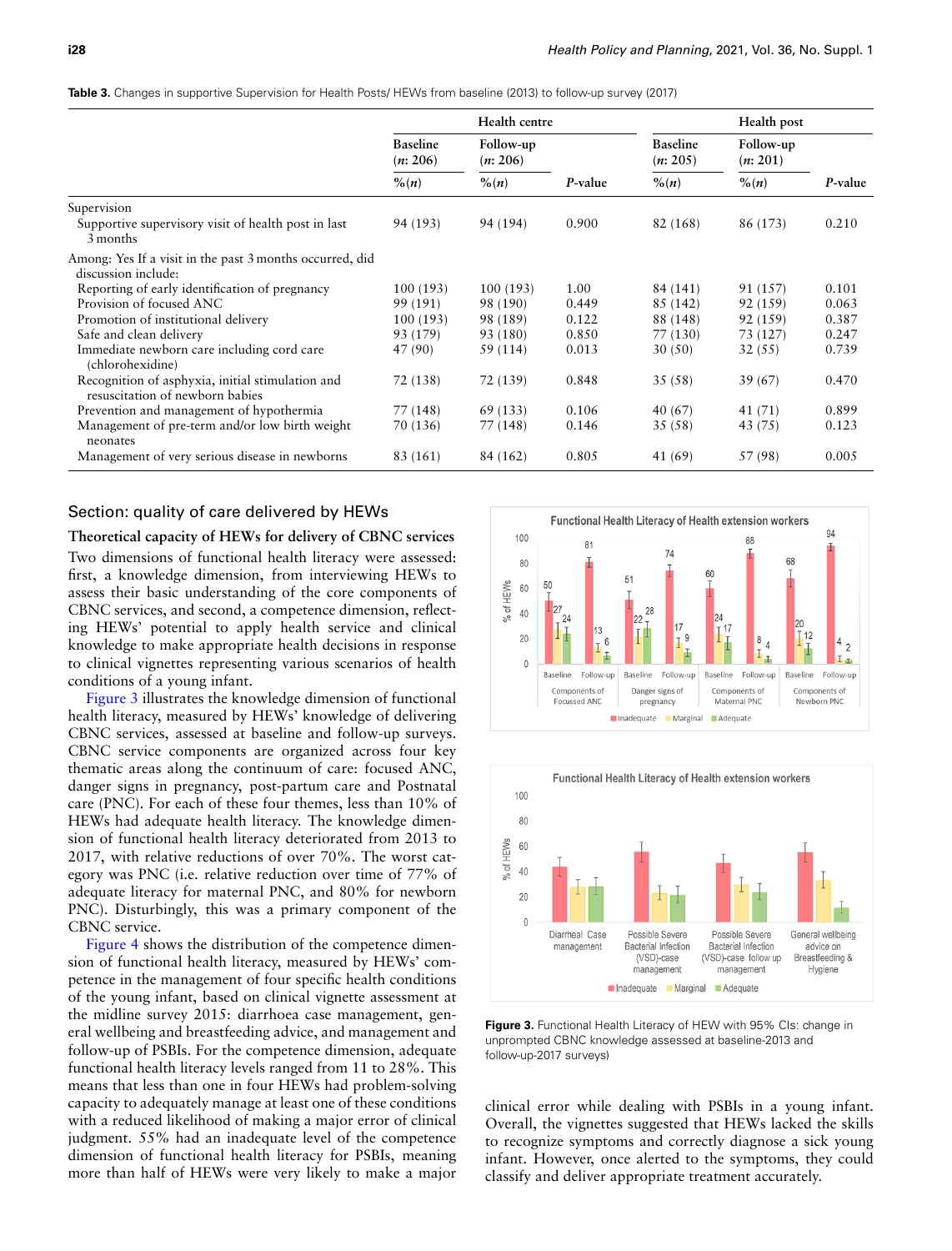**Table 3.** Changes in supportive Supervision for Health Posts/ HEWs from baseline (2013) to follow-up survey (2017)

| | Health centre | | | Health post | | |
|---|---|---|---|---|---|---|
| | Baseline (*n*: 206) | Follow-up (*n*: 206) | | Baseline (*n*: 205) | Follow-up (*n*: 201) | |
| | %(*n*) | %(*n*) | *P*-value | %(*n*) | %(*n*) | *P*-value |
| Supervision | | | | | | |
| Supportive supervisory visit of health post in last 3 months | 94 (193) | 94 (194) | 0.900 | 82 (168) | 86 (173) | 0.210 |
| Among: Yes If a visit in the past 3 months occurred, did discussion include: | | | | | | |
| Reporting of early identification of pregnancy | 100 (193) | 100 (193) | 1.00 | 84 (141) | 91 (157) | 0.101 |
| Provision of focused ANC | 99 (191) | 98 (190) | 0.449 | 85 (142) | 92 (159) | 0.063 |
| Promotion of institutional delivery | 100 (193) | 98 (189) | 0.122 | 88 (148) | 92 (159) | 0.387 |
| Safe and clean delivery | 93 (179) | 93 (180) | 0.850 | 77 (130) | 73 (127) | 0.247 |
| Immediate newborn care including cord care (chlorohexidine) | 47 (90) | 59 (114) | 0.013 | 30 (50) | 32 (55) | 0.739 |
| Recognition of asphyxia, initial stimulation and resuscitation of newborn babies | 72 (138) | 72 (139) | 0.848 | 35 (58) | 39 (67) | 0.470 |
| Prevention and management of hypothermia | 77 (148) | 69 (133) | 0.106 | 40 (67) | 41 (71) | 0.899 |
| Management of pre-term and/or low birth weight neonates | 70 (136) | 77 (148) | 0.146 | 35 (58) | 43 (75) | 0.123 |
| Management of very serious disease in newborns | 83 (161) | 84 (162) | 0.805 | 41 (69) | 57 (98) | 0.005 |

## Section: quality of care delivered by HEWs

### Theoretical capacity of HEWs for delivery of CBNC services

Two dimensions of functional health literacy were assessed: first, a knowledge dimension, from interviewing HEWs to assess their basic understanding of the core components of CBNC services, and second, a competence dimension, reflecting HEWs' potential to apply health service and clinical knowledge to make appropriate health decisions in response to clinical vignettes representing various scenarios of health conditions of a young infant.

Figure 3 illustrates the knowledge dimension of functional health literacy, measured by HEWs' knowledge of delivering CBNC services, assessed at baseline and follow-up surveys. CBNC service components are organized across four key thematic areas along the continuum of care: focused ANC, danger signs in pregnancy, post-partum care and Postnatal care (PNC). For each of these four themes, less than 10% of HEWs had adequate health literacy. The knowledge dimension of functional health literacy deteriorated from 2013 to 2017, with relative reductions of over 70%. The worst category was PNC (i.e. relative reduction over time of 77% of adequate literacy for maternal PNC, and 80% for newborn PNC). Disturbingly, this was a primary component of the CBNC service.

Figure 4 shows the distribution of the competence dimension of functional health literacy, measured by HEWs' competence in the management of four specific health conditions of the young infant, based on clinical vignette assessment at the midline survey 2015: diarrhoea case management, general wellbeing and breastfeeding advice, and management and follow-up of PSBIs. For the competence dimension, adequate functional health literacy levels ranged from 11 to 28%. This means that less than one in four HEWs had problem-solving capacity to adequately manage at least one of these conditions with a reduced likelihood of making a major error of clinical judgment. 55% had an inadequate level of the competence dimension of functional health literacy for PSBIs, meaning more than half of HEWs were very likely to make a major clinical error while dealing with PSBIs in a young infant. Overall, the vignettes suggested that HEWs lacked the skills to recognize symptoms and correctly diagnose a sick young infant. However, once alerted to the symptoms, they could classify and deliver appropriate treatment accurately.

**Figure 3.** Functional Health Literacy of HEW with 95% CIs: change in unprompted CBNC knowledge assessed at baseline-2013 and follow-up-2017 surveys)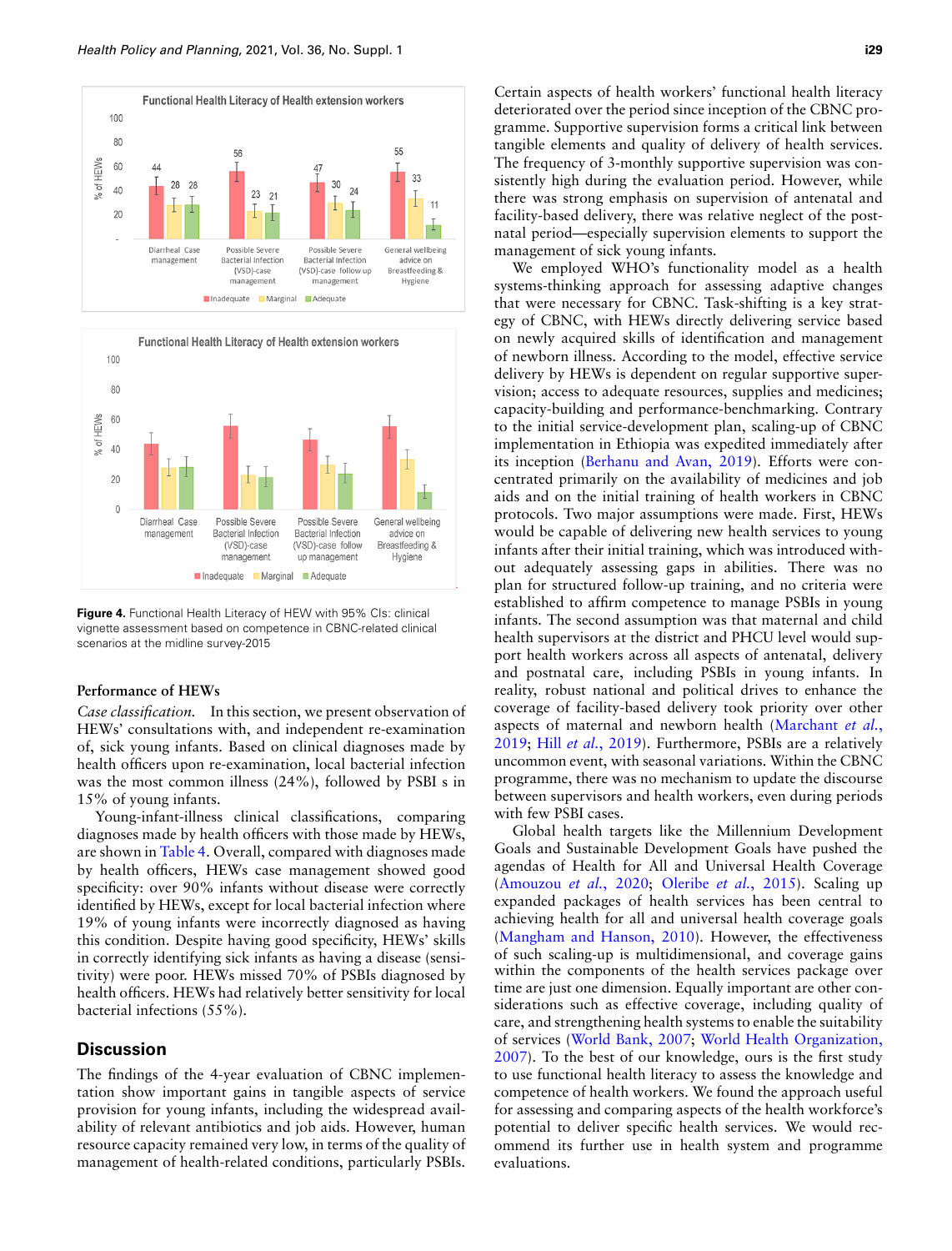**Figure 4.** Functional Health Literacy of HEW with 95% CIs: clinical vignette assessment based on competence in CBNC-related clinical scenarios at the midline survey-2015

## Performance of HEWs

*Case classification.* In this section, we present observation of HEWs' consultations with, and independent re-examination of, sick young infants. Based on clinical diagnoses made by health officers upon re-examination, local bacterial infection was the most common illness (24%), followed by PSBI s in 15% of young infants.

Young-infant-illness clinical classifications, comparing diagnoses made by health officers with those made by HEWs, are shown in Table 4. Overall, compared with diagnoses made by health officers, HEWs case management showed good specificity: over 90% infants without disease were correctly identified by HEWs, except for local bacterial infection where 19% of young infants were incorrectly diagnosed as having this condition. Despite having good specificity, HEWs' skills in correctly identifying sick infants as having a disease (sensitivity) were poor. HEWs missed 70% of PSBIs diagnosed by health officers. HEWs had relatively better sensitivity for local bacterial infections (55%).

## Discussion

The findings of the 4-year evaluation of CBNC implementation show important gains in tangible aspects of service provision for young infants, including the widespread availability of relevant antibiotics and job aids. However, human resource capacity remained very low, in terms of the quality of management of health-related conditions, particularly PSBIs. Certain aspects of health workers' functional health literacy deteriorated over the period since inception of the CBNC programme. Supportive supervision forms a critical link between tangible elements and quality of delivery of health services. The frequency of 3-monthly supportive supervision was consistently high during the evaluation period. However, while there was strong emphasis on supervision of antenatal and facility-based delivery, there was relative neglect of the postnatal period—especially supervision elements to support the management of sick young infants.

We employed WHO's functionality model as a health systems-thinking approach for assessing adaptive changes that were necessary for CBNC. Task-shifting is a key strategy of CBNC, with HEWs directly delivering service based on newly acquired skills of identification and management of newborn illness. According to the model, effective service delivery by HEWs is dependent on regular supportive supervision; access to adequate resources, supplies and medicines; capacity-building and performance-benchmarking. Contrary to the initial service-development plan, scaling-up of CBNC implementation in Ethiopia was expedited immediately after its inception (Berhanu and Avan, 2019). Efforts were concentrated primarily on the availability of medicines and job aids and on the initial training of health workers in CBNC protocols. Two major assumptions were made. First, HEWs would be capable of delivering new health services to young infants after their initial training, which was introduced without adequately assessing gaps in abilities. There was no plan for structured follow-up training, and no criteria were established to affirm competence to manage PSBIs in young infants. The second assumption was that maternal and child health supervisors at the district and PHCU level would support health workers across all aspects of antenatal, delivery and postnatal care, including PSBIs in young infants. In reality, robust national and political drives to enhance the coverage of facility-based delivery took priority over other aspects of maternal and newborn health (Marchant *et al.*, 2019; Hill *et al.*, 2019). Furthermore, PSBIs are a relatively uncommon event, with seasonal variations. Within the CBNC programme, there was no mechanism to update the discourse between supervisors and health workers, even during periods with few PSBI cases.

Global health targets like the Millennium Development Goals and Sustainable Development Goals have pushed the agendas of Health for All and Universal Health Coverage (Amouzou *et al.*, 2020; Oleribe *et al.*, 2015). Scaling up expanded packages of health services has been central to achieving health for all and universal health coverage goals (Mangham and Hanson, 2010). However, the effectiveness of such scaling-up is multidimensional, and coverage gains within the components of the health services package over time are just one dimension. Equally important are other considerations such as effective coverage, including quality of care, and strengthening health systems to enable the suitability of services (World Bank, 2007; World Health Organization, 2007). To the best of our knowledge, ours is the first study to use functional health literacy to assess the knowledge and competence of health workers. We found the approach useful for assessing and comparing aspects of the health workforce's potential to deliver specific health services. We would recommend its further use in health system and programme evaluations.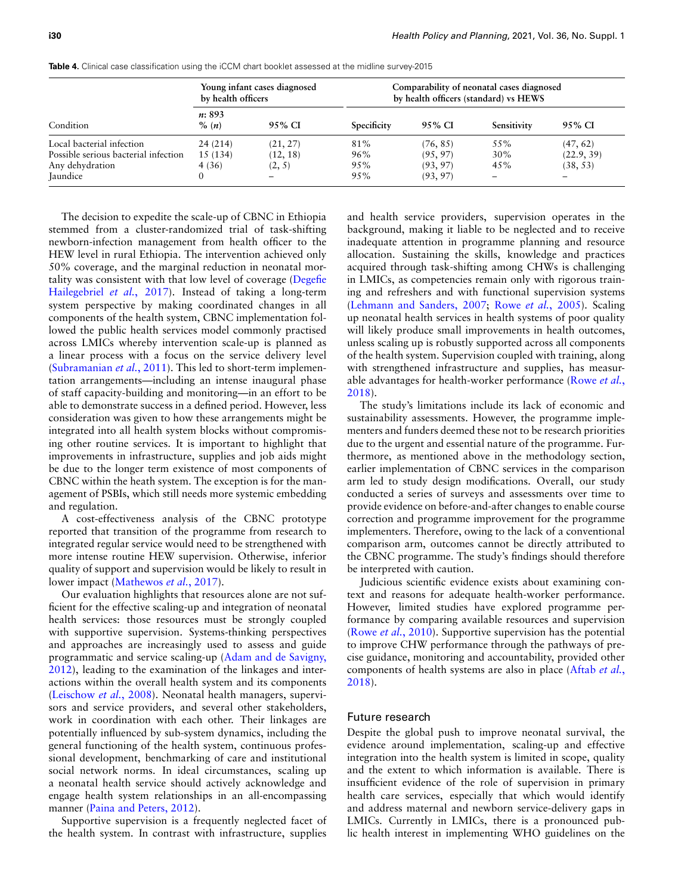**Table 4.** Clinical case classification using the iCCM chart booklet assessed at the midline survey-2015

| Condition | Young infant cases diagnosed by health officers | | Comparability of neonatal cases diagnosed by health officers (standard) vs HEWS | | | |
|---|---|---|---|---|---|---|
| | *n*: 893 % (*n*) | 95% CI | Specificity | 95% CI | Sensitivity | 95% CI |
| Local bacterial infection | 24 (214) | (21, 27) | 81% | (76, 85) | 55% | (47, 62) |
| Possible serious bacterial infection | 15 (134) | (12, 18) | 96% | (95, 97) | 30% | (22.9, 39) |
| Any dehydration | 4 (36) | (2, 5) | 95% | (93, 97) | 45% | (38, 53) |
| Jaundice | 0 | – | 95% | (93, 97) | – | – |

The decision to expedite the scale-up of CBNC in Ethiopia stemmed from a cluster-randomized trial of task-shifting newborn-infection management from health officer to the HEW level in rural Ethiopia. The intervention achieved only 50% coverage, and the marginal reduction in neonatal mortality was consistent with that low level of coverage (Degefie Hailegebriel *et al.*, 2017). Instead of taking a long-term system perspective by making coordinated changes in all components of the health system, CBNC implementation followed the public health services model commonly practised across LMICs whereby intervention scale-up is planned as a linear process with a focus on the service delivery level (Subramanian *et al.*, 2011). This led to short-term implementation arrangements—including an intense inaugural phase of staff capacity-building and monitoring—in an effort to be able to demonstrate success in a defined period. However, less consideration was given to how these arrangements might be integrated into all health system blocks without compromising other routine services. It is important to highlight that improvements in infrastructure, supplies and job aids might be due to the longer term existence of most components of CBNC within the heath system. The exception is for the management of PSBIs, which still needs more systemic embedding and regulation.

A cost-effectiveness analysis of the CBNC prototype reported that transition of the programme from research to integrated regular service would need to be strengthened with more intense routine HEW supervision. Otherwise, inferior quality of support and supervision would be likely to result in lower impact (Mathewos *et al.*, 2017).

Our evaluation highlights that resources alone are not sufficient for the effective scaling-up and integration of neonatal health services: those resources must be strongly coupled with supportive supervision. Systems-thinking perspectives and approaches are increasingly used to assess and guide programmatic and service scaling-up (Adam and de Savigny, 2012), leading to the examination of the linkages and interactions within the overall health system and its components (Leischow *et al.*, 2008). Neonatal health managers, supervisors and service providers, and several other stakeholders, work in coordination with each other. Their linkages are potentially influenced by sub-system dynamics, including the general functioning of the health system, continuous professional development, benchmarking of care and institutional social network norms. In ideal circumstances, scaling up a neonatal health service should actively acknowledge and engage health system relationships in an all-encompassing manner (Paina and Peters, 2012).

Supportive supervision is a frequently neglected facet of the health system. In contrast with infrastructure, supplies and health service providers, supervision operates in the background, making it liable to be neglected and to receive inadequate attention in programme planning and resource allocation. Sustaining the skills, knowledge and practices acquired through task-shifting among CHWs is challenging in LMICs, as competencies remain only with rigorous training and refreshers and with functional supervision systems (Lehmann and Sanders, 2007; Rowe *et al.*, 2005). Scaling up neonatal health services in health systems of poor quality will likely produce small improvements in health outcomes, unless scaling up is robustly supported across all components of the health system. Supervision coupled with training, along with strengthened infrastructure and supplies, has measurable advantages for health-worker performance (Rowe *et al.*, 2018).

The study's limitations include its lack of economic and sustainability assessments. However, the programme implementers and funders deemed these not to be research priorities due to the urgent and essential nature of the programme. Furthermore, as mentioned above in the methodology section, earlier implementation of CBNC services in the comparison arm led to study design modifications. Overall, our study conducted a series of surveys and assessments over time to provide evidence on before-and-after changes to enable course correction and programme improvement for the programme implementers. Therefore, owing to the lack of a conventional comparison arm, outcomes cannot be directly attributed to the CBNC programme. The study's findings should therefore be interpreted with caution.

Judicious scientific evidence exists about examining context and reasons for adequate health-worker performance. However, limited studies have explored programme performance by comparing available resources and supervision (Rowe *et al.*, 2010). Supportive supervision has the potential to improve CHW performance through the pathways of precise guidance, monitoring and accountability, provided other components of health systems are also in place (Aftab *et al.*, 2018).

## Future research

Despite the global push to improve neonatal survival, the evidence around implementation, scaling-up and effective integration into the health system is limited in scope, quality and the extent to which information is available. There is insufficient evidence of the role of supervision in primary health care services, especially that which would identify and address maternal and newborn service-delivery gaps in LMICs. Currently in LMICs, there is a pronounced public health interest in implementing WHO guidelines on the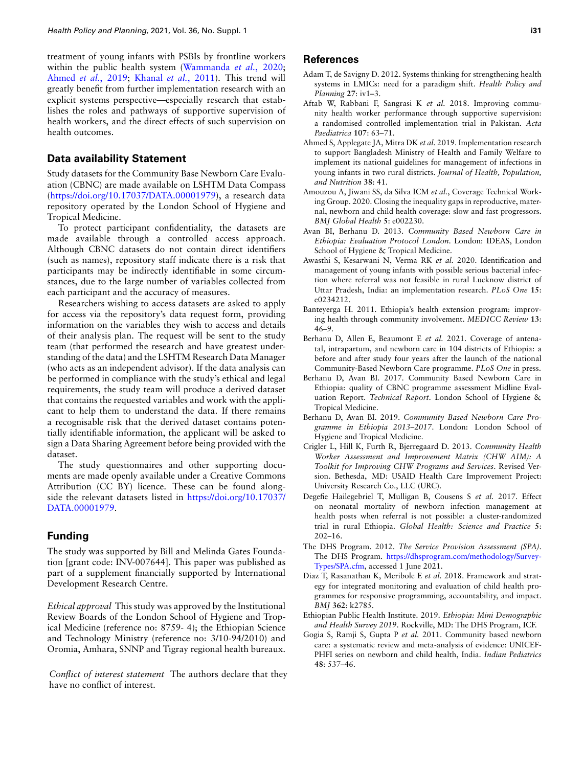treatment of young infants with PSBIs by frontline workers within the public health system (Wammanda *et al.*, 2020; Ahmed *et al.*, 2019; Khanal *et al.*, 2011). This trend will greatly benefit from further implementation research with an explicit systems perspective—especially research that establishes the roles and pathways of supportive supervision of health workers, and the direct effects of such supervision on health outcomes.

## Data availability Statement

Study datasets for the Community Base Newborn Care Evaluation (CBNC) are made available on LSHTM Data Compass (https://doi.org/10.17037/DATA.00001979), a research data repository operated by the London School of Hygiene and Tropical Medicine.

To protect participant confidentiality, the datasets are made available through a controlled access approach. Although CBNC datasets do not contain direct identifiers (such as names), repository staff indicate there is a risk that participants may be indirectly identifiable in some circumstances, due to the large number of variables collected from each participant and the accuracy of measures.

Researchers wishing to access datasets are asked to apply for access via the repository's data request form, providing information on the variables they wish to access and details of their analysis plan. The request will be sent to the study team (that performed the research and have greatest understanding of the data) and the LSHTM Research Data Manager (who acts as an independent advisor). If the data analysis can be performed in compliance with the study's ethical and legal requirements, the study team will produce a derived dataset that contains the requested variables and work with the applicant to help them to understand the data. If there remains a recognisable risk that the derived dataset contains potentially identifiable information, the applicant will be asked to sign a Data Sharing Agreement before being provided with the dataset.

The study questionnaires and other supporting documents are made openly available under a Creative Commons Attribution (CC BY) licence. These can be found alongside the relevant datasets listed in https://doi.org/10.17037/DATA.00001979.

## Funding

The study was supported by Bill and Melinda Gates Foundation [grant code: INV-007644]. This paper was published as part of a supplement financially supported by International Development Research Centre.

*Ethical approval* This study was approved by the Institutional Review Boards of the London School of Hygiene and Tropical Medicine (reference no: 8759- 4); the Ethiopian Science and Technology Ministry (reference no: 3/10-94/2010) and Oromia, Amhara, SNNP and Tigray regional health bureaux.

*Conflict of interest statement* The authors declare that they have no conflict of interest.

## References

Adam T, de Savigny D. 2012. Systems thinking for strengthening health systems in LMICs: need for a paradigm shift. *Health Policy and Planning* **27**: iv1–3.

Aftab W, Rabbani F, Sangrasi K *et al.* 2018. Improving community health worker performance through supportive supervision: a randomised controlled implementation trial in Pakistan. *Acta Paediatrica* **107**: 63–71.

Ahmed S, Applegate JA, Mitra DK *et al.* 2019. Implementation research to support Bangladesh Ministry of Health and Family Welfare to implement its national guidelines for management of infections in young infants in two rural districts. *Journal of Health, Population, and Nutrition* **38**: 41.

Amouzou A, Jiwani SS, da Silva ICM *et al.*, Coverage Technical Working Group. 2020. Closing the inequality gaps in reproductive, maternal, newborn and child health coverage: slow and fast progressors. *BMJ Global Health* **5**: e002230.

Avan BI, Berhanu D. 2013. *Community Based Newborn Care in Ethiopia: Evaluation Protocol London*. London: IDEAS, London School of Hygiene & Tropical Medicine.

Awasthi S, Kesarwani N, Verma RK *et al.* 2020. Identification and management of young infants with possible serious bacterial infection where referral was not feasible in rural Lucknow district of Uttar Pradesh, India: an implementation research. *PLoS One* **15**: e0234212.

Banteyerga H. 2011. Ethiopia's health extension program: improving health through community involvement. *MEDICC Review* **13**: 46–9.

Berhanu D, Allen E, Beaumont E *et al.* 2021. Coverage of antenatal, intrapartum, and newborn care in 104 districts of Ethiopia: a before and after study four years after the launch of the national Community-Based Newborn Care programme. *PLoS One* in press.

Berhanu D, Avan BI. 2017. Community Based Newborn Care in Ethiopia: quality of CBNC programme assessment Midline Evaluation Report. *Technical Report*. London School of Hygiene & Tropical Medicine.

Berhanu D, Avan BI. 2019. *Community Based Newborn Care Programme in Ethiopia 2013–2017*. London: London School of Hygiene and Tropical Medicine.

Crigler L, Hill K, Furth R, Bjerregaard D. 2013. *Community Health Worker Assessment and Improvement Matrix (CHW AIM): A Toolkit for Improving CHW Programs and Services*. Revised Version. Bethesda, MD: USAID Health Care Improvement Project: University Research Co., LLC (URC).

Degefie Hailegebriel T, Mulligan B, Cousens S *et al.* 2017. Effect on neonatal mortality of newborn infection management at health posts when referral is not possible: a cluster-randomized trial in rural Ethiopia. *Global Health: Science and Practice* **5**: 202–16.

The DHS Program. 2012. *The Service Provision Assessment (SPA)*. The DHS Program. https://dhsprogram.com/methodology/Survey-Types/SPA.cfm, accessed 1 June 2021.

Diaz T, Rasanathan K, Meribole E *et al.* 2018. Framework and strategy for integrated monitoring and evaluation of child health programmes for responsive programming, accountability, and impact. *BMJ* **362**: k2785.

Ethiopian Public Health Institute. 2019. *Ethiopia: Mini Demographic and Health Survey 2019*. Rockville, MD: The DHS Program, ICF.

Gogia S, Ramji S, Gupta P *et al.* 2011. Community based newborn care: a systematic review and meta-analysis of evidence: UNICEF-PHFI series on newborn and child health, India. *Indian Pediatrics* **48**: 537–46.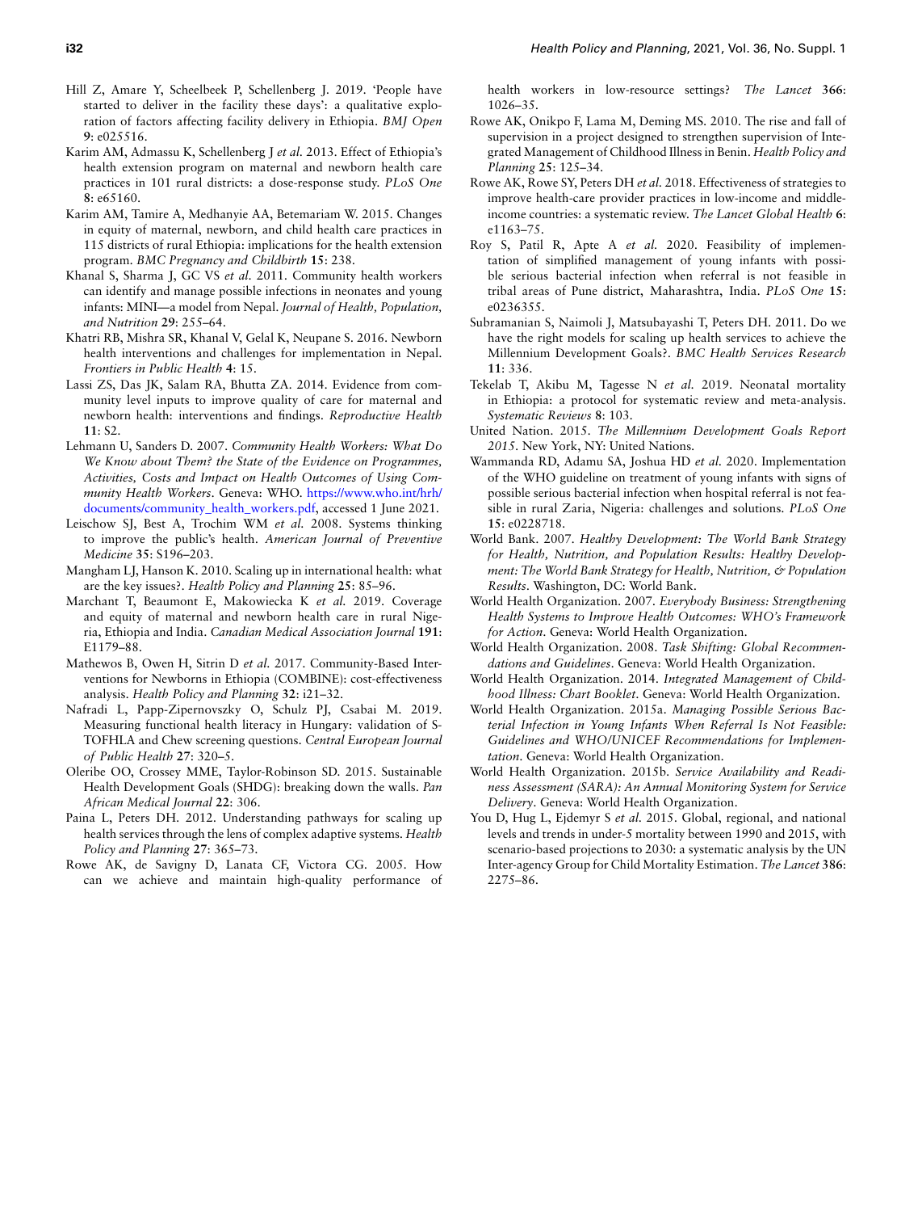Hill Z, Amare Y, Scheelbeek P, Schellenberg J. 2019. 'People have started to deliver in the facility these days': a qualitative exploration of factors affecting facility delivery in Ethiopia. *BMJ Open* **9**: e025516.

Karim AM, Admassu K, Schellenberg J *et al.* 2013. Effect of Ethiopia's health extension program on maternal and newborn health care practices in 101 rural districts: a dose-response study. *PLoS One* **8**: e65160.

Karim AM, Tamire A, Medhanyie AA, Betemariam W. 2015. Changes in equity of maternal, newborn, and child health care practices in 115 districts of rural Ethiopia: implications for the health extension program. *BMC Pregnancy and Childbirth* **15**: 238.

Khanal S, Sharma J, GC VS *et al.* 2011. Community health workers can identify and manage possible infections in neonates and young infants: MINI—a model from Nepal. *Journal of Health, Population, and Nutrition* **29**: 255–64.

Khatri RB, Mishra SR, Khanal V, Gelal K, Neupane S. 2016. Newborn health interventions and challenges for implementation in Nepal. *Frontiers in Public Health* **4**: 15.

Lassi ZS, Das JK, Salam RA, Bhutta ZA. 2014. Evidence from community level inputs to improve quality of care for maternal and newborn health: interventions and findings. *Reproductive Health* **11**: S2.

Lehmann U, Sanders D. 2007. *Community Health Workers: What Do We Know about Them? the State of the Evidence on Programmes, Activities, Costs and Impact on Health Outcomes of Using Community Health Workers*. Geneva: WHO. https://www.who.int/hrh/documents/community_health_workers.pdf, accessed 1 June 2021.

Leischow SJ, Best A, Trochim WM *et al.* 2008. Systems thinking to improve the public's health. *American Journal of Preventive Medicine* **35**: S196–203.

Mangham LJ, Hanson K. 2010. Scaling up in international health: what are the key issues?. *Health Policy and Planning* **25**: 85–96.

Marchant T, Beaumont E, Makowiecka K *et al.* 2019. Coverage and equity of maternal and newborn health care in rural Nigeria, Ethiopia and India. *Canadian Medical Association Journal* **191**: E1179–88.

Mathewos B, Owen H, Sitrin D *et al.* 2017. Community-Based Interventions for Newborns in Ethiopia (COMBINE): cost-effectiveness analysis. *Health Policy and Planning* **32**: i21–32.

Nafradi L, Papp-Zipernovszky O, Schulz PJ, Csabai M. 2019. Measuring functional health literacy in Hungary: validation of S-TOFHLA and Chew screening questions. *Central European Journal of Public Health* **27**: 320–5.

Oleribe OO, Crossey MME, Taylor-Robinson SD. 2015. Sustainable Health Development Goals (SHDG): breaking down the walls. *Pan African Medical Journal* **22**: 306.

Paina L, Peters DH. 2012. Understanding pathways for scaling up health services through the lens of complex adaptive systems. *Health Policy and Planning* **27**: 365–73.

Rowe AK, de Savigny D, Lanata CF, Victora CG. 2005. How can we achieve and maintain high-quality performance of health workers in low-resource settings? *The Lancet* **366**: 1026–35.

Rowe AK, Onikpo F, Lama M, Deming MS. 2010. The rise and fall of supervision in a project designed to strengthen supervision of Integrated Management of Childhood Illness in Benin. *Health Policy and Planning* **25**: 125–34.

Rowe AK, Rowe SY, Peters DH *et al.* 2018. Effectiveness of strategies to improve health-care provider practices in low-income and middle-income countries: a systematic review. *The Lancet Global Health* **6**: e1163–75.

Roy S, Patil R, Apte A *et al.* 2020. Feasibility of implementation of simplified management of young infants with possible serious bacterial infection when referral is not feasible in tribal areas of Pune district, Maharashtra, India. *PLoS One* **15**: e0236355.

Subramanian S, Naimoli J, Matsubayashi T, Peters DH. 2011. Do we have the right models for scaling up health services to achieve the Millennium Development Goals?. *BMC Health Services Research* **11**: 336.

Tekelab T, Akibu M, Tagesse N *et al.* 2019. Neonatal mortality in Ethiopia: a protocol for systematic review and meta-analysis. *Systematic Reviews* **8**: 103.

United Nation. 2015. *The Millennium Development Goals Report 2015*. New York, NY: United Nations.

Wammanda RD, Adamu SA, Joshua HD *et al.* 2020. Implementation of the WHO guideline on treatment of young infants with signs of possible serious bacterial infection when hospital referral is not feasible in rural Zaria, Nigeria: challenges and solutions. *PLoS One* **15**: e0228718.

World Bank. 2007. *Healthy Development: The World Bank Strategy for Health, Nutrition, and Population Results: Healthy Development: The World Bank Strategy for Health, Nutrition, & Population Results*. Washington, DC: World Bank.

World Health Organization. 2007. *Everybody Business: Strengthening Health Systems to Improve Health Outcomes: WHO's Framework for Action*. Geneva: World Health Organization.

World Health Organization. 2008. *Task Shifting: Global Recommendations and Guidelines*. Geneva: World Health Organization.

World Health Organization. 2014. *Integrated Management of Childhood Illness: Chart Booklet*. Geneva: World Health Organization.

World Health Organization. 2015a. *Managing Possible Serious Bacterial Infection in Young Infants When Referral Is Not Feasible: Guidelines and WHO/UNICEF Recommendations for Implementation*. Geneva: World Health Organization.

World Health Organization. 2015b. *Service Availability and Readiness Assessment (SARA): An Annual Monitoring System for Service Delivery*. Geneva: World Health Organization.

You D, Hug L, Ejdemyr S *et al.* 2015. Global, regional, and national levels and trends in under-5 mortality between 1990 and 2015, with scenario-based projections to 2030: a systematic analysis by the UN Inter-agency Group for Child Mortality Estimation. *The Lancet* **386**: 2275–86.